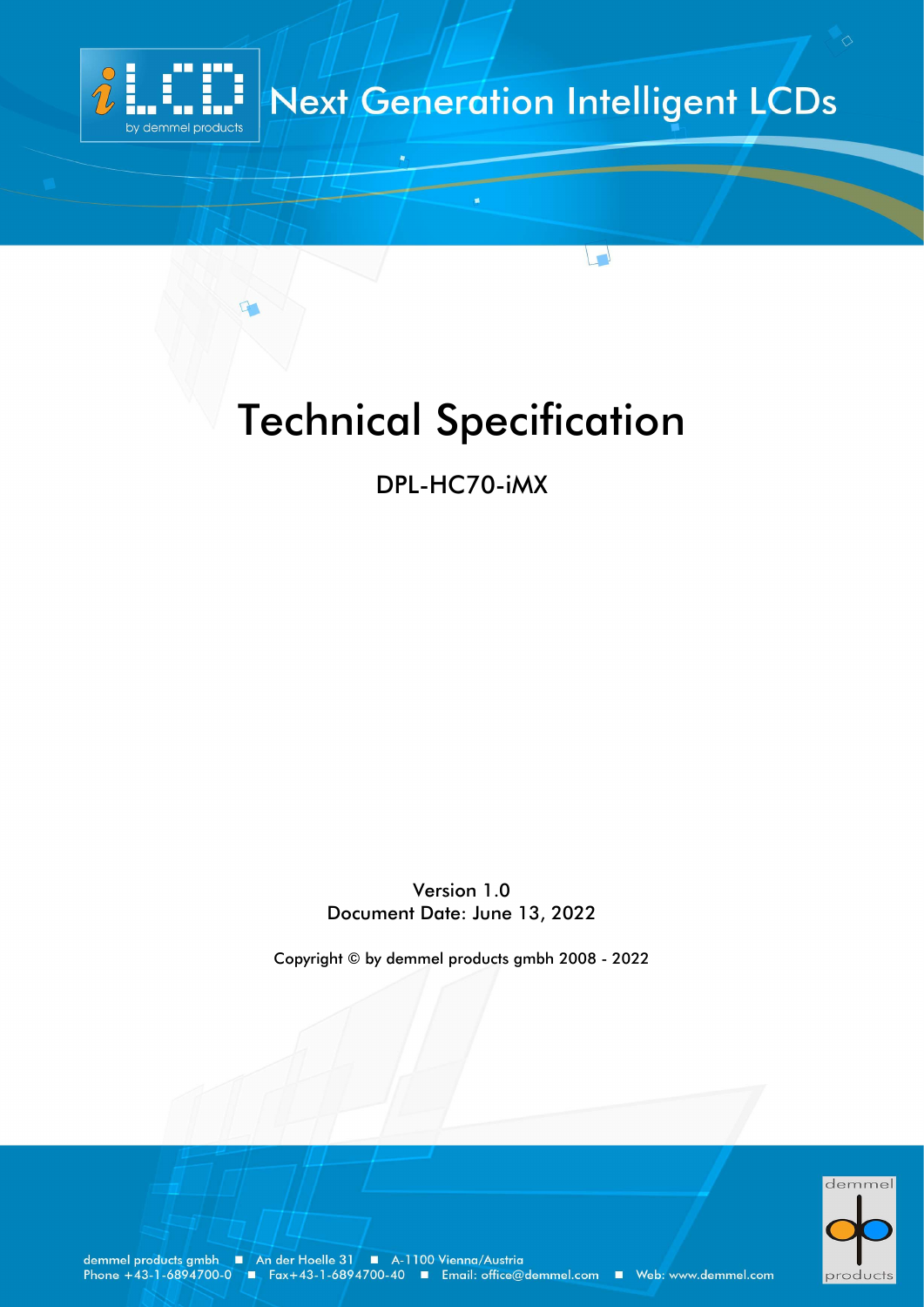Next Generation Intelligent LCDs

# Technical Specification

## DPL-HC70-iMX

Version 1.0
Document Date: June 13, 2022

Copyright © by demmel products gmbh 2008 - 2022

demmel products gmbh ■ An der Hoelle 31 ■ A-1100 Vienna/Austria
Phone +43-1-6894700-0 ■ Fax+43-1-6894700-40 ■ Email: office@demmel.com ■ Web: www.demmel.com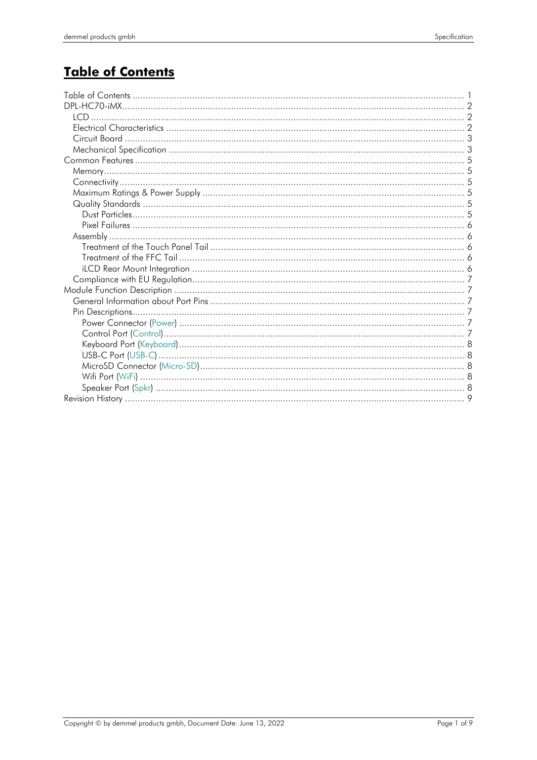# Table of Contents

- Table of Contents ..... 1
- DPL-HC70-iMX ..... 2
  - LCD ..... 2
  - Electrical Characteristics ..... 2
  - Circuit Board ..... 3
  - Mechanical Specification ..... 3
- Common Features ..... 5
  - Memory ..... 5
  - Connectivity ..... 5
  - Maximum Ratings & Power Supply ..... 5
  - Quality Standards ..... 5
    - Dust Particles ..... 5
    - Pixel Failures ..... 6
  - Assembly ..... 6
    - Treatment of the Touch Panel Tail ..... 6
    - Treatment of the FFC Tail ..... 6
    - iLCD Rear Mount Integration ..... 6
  - Compliance with EU Regulation ..... 7
- Module Function Description ..... 7
  - General Information about Port Pins ..... 7
  - Pin Descriptions ..... 7
    - Power Connector (Power) ..... 7
    - Control Port (Control) ..... 7
    - Keyboard Port (Keyboard) ..... 8
    - USB-C Port (USB-C) ..... 8
    - MicroSD Connector (Micro-SD) ..... 8
    - Wifi Port (WiFi) ..... 8
    - Speaker Port (Spkr) ..... 8
- Revision History ..... 9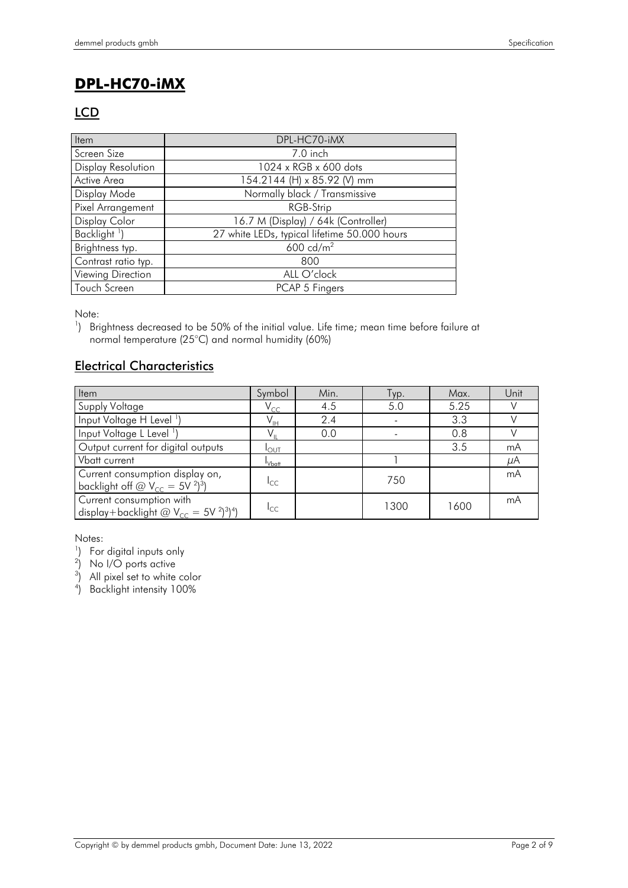# DPL-HC70-iMX

## LCD

| Item | DPL-HC70-iMX |
|---|---|
| Screen Size | 7.0 inch |
| Display Resolution | 1024 x RGB x 600 dots |
| Active Area | 154.2144 (H) x 85.92 (V) mm |
| Display Mode | Normally black / Transmissive |
| Pixel Arrangement | RGB-Strip |
| Display Color | 16.7 M (Display) / 64k (Controller) |
| Backlight [1]) | 27 white LEDs, typical lifetime 50.000 hours |
| Brightness typ. | 600 cd/m$^2$ |
| Contrast ratio typ. | 800 |
| Viewing Direction | ALL O'clock |
| Touch Screen | PCAP 5 Fingers |

Note:

[1]) Brightness decreased to be 50% of the initial value. Life time; mean time before failure at normal temperature (25°C) and normal humidity (60%)

## Electrical Characteristics

| Item | Symbol | Min. | Typ. | Max. | Unit |
|---|---|---|---|---|---|
| Supply Voltage | $V_{CC}$ | 4.5 | 5.0 | 5.25 | V |
| Input Voltage H Level [1]) | $V_{IH}$ | 2.4 | - | 3.3 | V |
| Input Voltage L Level [1]) | $V_{IL}$ | 0.0 | - | 0.8 | V |
| Output current for digital outputs | $I_{OUT}$ | | | 3.5 | mA |
| Vbatt current | $I_{Vbatt}$ | | 1 | | $\mu$A |
| Current consumption display on, backlight off @ $V_{CC}$ = 5V [2])[3]) | $I_{CC}$ | | 750 | | mA |
| Current consumption with display+backlight @ $V_{CC}$ = 5V [2])[3])[4]) | $I_{CC}$ | | 1300 | 1600 | mA |

Notes:

[1]) For digital inputs only

[2]) No I/O ports active

[3]) All pixel set to white color

[4]) Backlight intensity 100%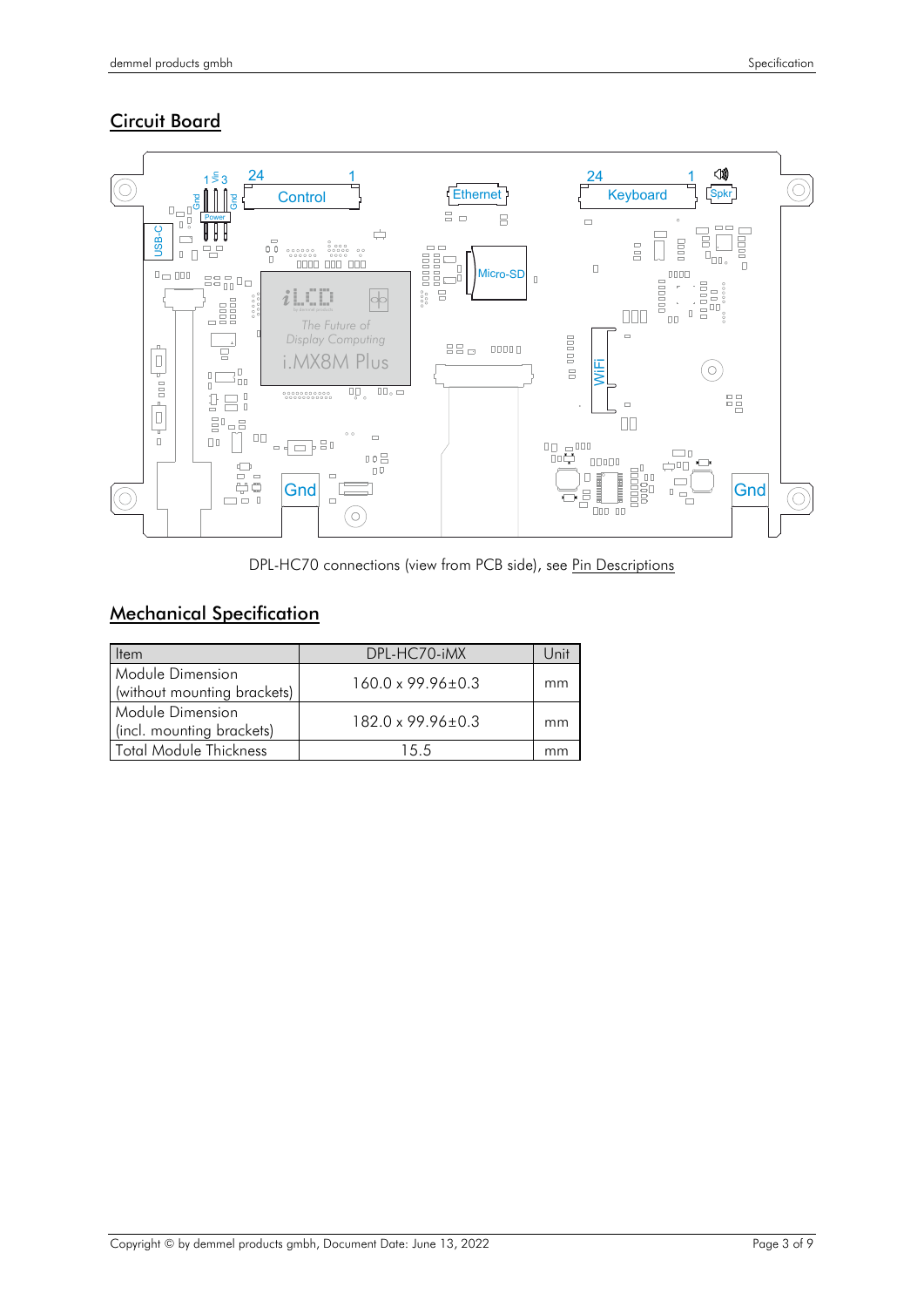## Circuit Board

DPL-HC70 connections (view from PCB side), see Pin Descriptions

## Mechanical Specification

| Item | DPL-HC70-iMX | Unit |
|---|---|---|
| Module Dimension (without mounting brackets) | 160.0 x 99.96±0.3 | mm |
| Module Dimension (incl. mounting brackets) | 182.0 x 99.96±0.3 | mm |
| Total Module Thickness | 15.5 | mm |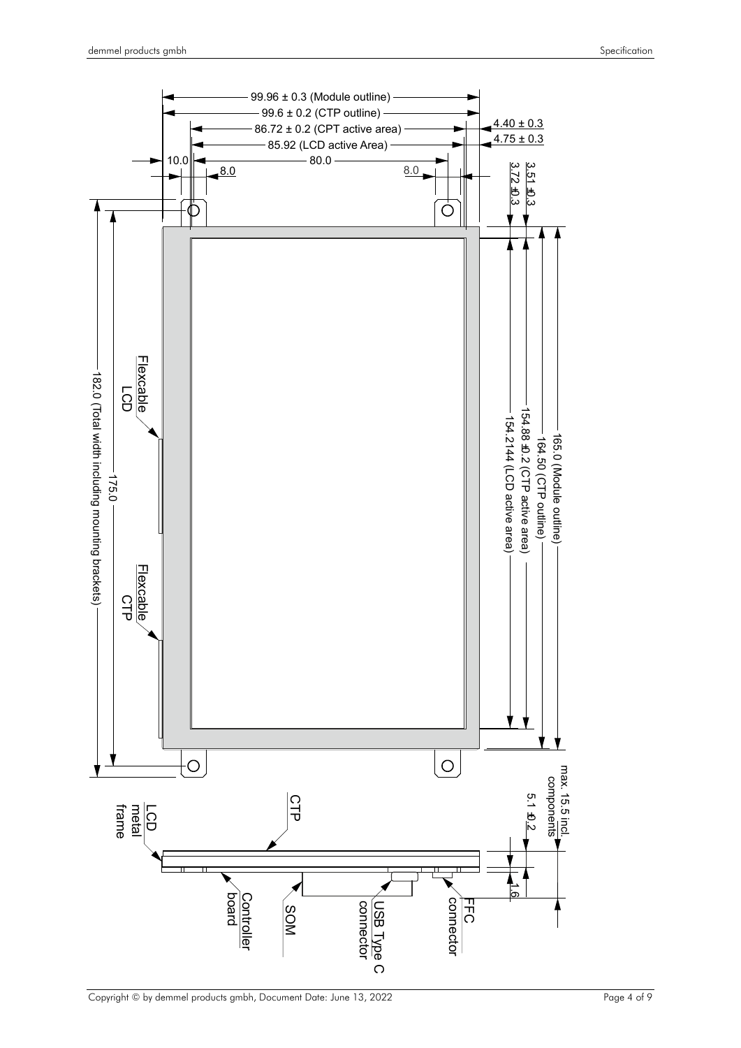99.96 ± 0.3 (Module outline)

99.6 ± 0.2 (CTP outline)

86.72 ± 0.2 (CPT active area)

85.92 (LCD active Area)

4.40 ± 0.3

4.75 ± 0.3

10.0

80.0

8.0

8.0

3.72 ±0.3

3.51 ±0.3

Flexcable LCD

Flexcable CTP

182.0 (Total width including mounting brackets)

175.0

165.0 (Module outline)

164.50 (CTP outline)

154.88 ±0.2 (CTP active area)

154.2144 (LCD active area)

max. 15.5 incl. components

5.1 ±0.2

1.6

CTP

LCD metal frame

Controller board

SOM

USB Type C connector

FFC connector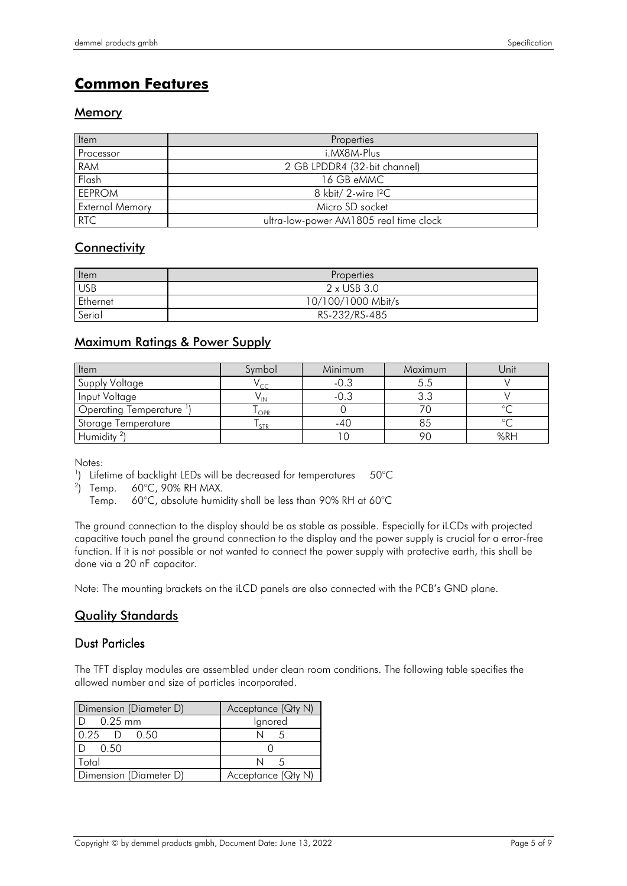# Common Features

## Memory

| Item | Properties |
| --- | --- |
| Processor | i.MX8M-Plus |
| RAM | 2 GB LPDDR4 (32-bit channel) |
| Flash | 16 GB eMMC |
| EEPROM | 8 kbit/ 2-wire I²C |
| External Memory | Micro SD socket |
| RTC | ultra-low-power AM1805 real time clock |

## Connectivity

| Item | Properties |
| --- | --- |
| USB | 2 x USB 3.0 |
| Ethernet | 10/100/1000 Mbit/s |
| Serial | RS-232/RS-485 |

## Maximum Ratings & Power Supply

| Item | Symbol | Minimum | Maximum | Unit |
| --- | --- | --- | --- | --- |
| Supply Voltage | $V_{CC}$ | -0.3 | 5.5 | V |
| Input Voltage | $V_{IN}$ | -0.3 | 3.3 | V |
| Operating Temperature [1] | $T_{OPR}$ | 0 | 70 | °C |
| Storage Temperature | $T_{STR}$ | -40 | 85 | °C |
| Humidity [2] | | 10 | 90 | %RH |

Notes:

[1]) Lifetime of backlight LEDs will be decreased for temperatures 50°C

[2]) Temp. 60°C, 90% RH MAX.
Temp. 60°C, absolute humidity shall be less than 90% RH at 60°C

The ground connection to the display should be as stable as possible. Especially for iLCDs with projected capacitive touch panel the ground connection to the display and the power supply is crucial for a error-free function. If it is not possible or not wanted to connect the power supply with protective earth, this shall be done via a 20 nF capacitor.

Note: The mounting brackets on the iLCD panels are also connected with the PCB's GND plane.

## Quality Standards

### Dust Particles

The TFT display modules are assembled under clean room conditions. The following table specifies the allowed number and size of particles incorporated.

| Dimension (Diameter D) | Acceptance (Qty N) |
| --- | --- |
| D 0.25 mm | Ignored |
| 0.25 D 0.50 | N 5 |
| D 0.50 | 0 |
| Total | N 5 |
| Dimension (Diameter D) | Acceptance (Qty N) |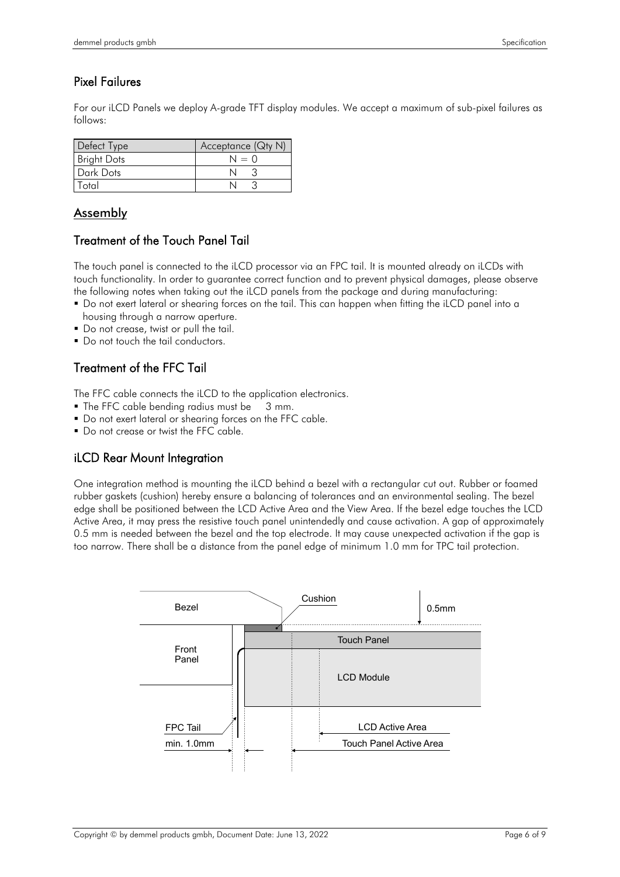## Pixel Failures

For our iLCD Panels we deploy A-grade TFT display modules. We accept a maximum of sub-pixel failures as follows:

| Defect Type | Acceptance (Qty N) |
|---|---|
| Bright Dots | N = 0 |
| Dark Dots | N 3 |
| Total | N 3 |

# Assembly

## Treatment of the Touch Panel Tail

The touch panel is connected to the iLCD processor via an FPC tail. It is mounted already on iLCDs with touch functionality. In order to guarantee correct function and to prevent physical damages, please observe the following notes when taking out the iLCD panels from the package and during manufacturing:

- Do not exert lateral or shearing forces on the tail. This can happen when fitting the iLCD panel into a housing through a narrow aperture.
- Do not crease, twist or pull the tail.
- Do not touch the tail conductors.

## Treatment of the FFC Tail

The FFC cable connects the iLCD to the application electronics.

- The FFC cable bending radius must be 3 mm.
- Do not exert lateral or shearing forces on the FFC cable.
- Do not crease or twist the FFC cable.

## iLCD Rear Mount Integration

One integration method is mounting the iLCD behind a bezel with a rectangular cut out. Rubber or foamed rubber gaskets (cushion) hereby ensure a balancing of tolerances and an environmental sealing. The bezel edge shall be positioned between the LCD Active Area and the View Area. If the bezel edge touches the LCD Active Area, it may press the resistive touch panel unintendedly and cause activation. A gap of approximately 0.5 mm is needed between the bezel and the top electrode. It may cause unexpected activation if the gap is too narrow. There shall be a distance from the panel edge of minimum 1.0 mm for TPC tail protection.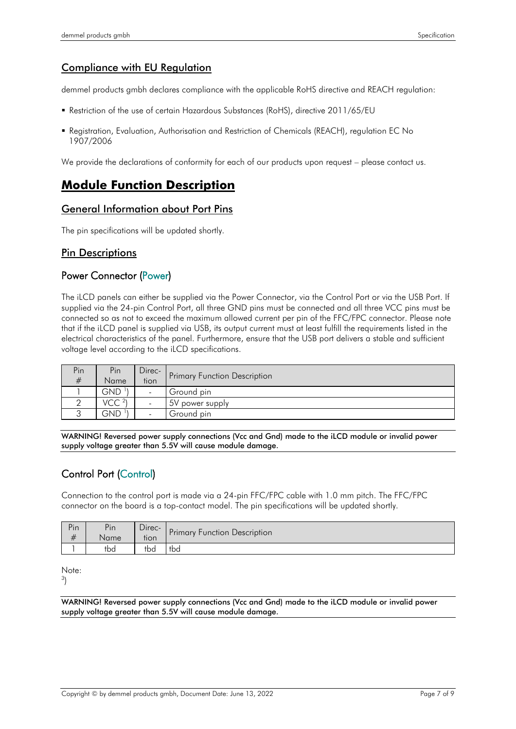## Compliance with EU Regulation

demmel products gmbh declares compliance with the applicable RoHS directive and REACH regulation:

- Restriction of the use of certain Hazardous Substances (RoHS), directive 2011/65/EU
- Registration, Evaluation, Authorisation and Restriction of Chemicals (REACH), regulation EC No 1907/2006

We provide the declarations of conformity for each of our products upon request – please contact us.

# Module Function Description

## General Information about Port Pins

The pin specifications will be updated shortly.

## Pin Descriptions

### Power Connector (Power)

The iLCD panels can either be supplied via the Power Connector, via the Control Port or via the USB Port. If supplied via the 24-pin Control Port, all three GND pins must be connected and all three VCC pins must be connected so as not to exceed the maximum allowed current per pin of the FFC/FPC connector. Please note that if the iLCD panel is supplied via USB, its output current must at least fulfill the requirements listed in the electrical characteristics of the panel. Furthermore, ensure that the USB port delivers a stable and sufficient voltage level according to the iLCD specifications.

| Pin # | Pin Name | Direc-tion | Primary Function Description |
|---|---|---|---|
| 1 | GND [1] | - | Ground pin |
| 2 | VCC [2] | - | 5V power supply |
| 3 | GND [1] | - | Ground pin |

**WARNING! Reversed power supply connections (Vcc and Gnd) made to the iLCD module or invalid power supply voltage greater than 5.5V will cause module damage.**

### Control Port (Control)

Connection to the control port is made via a 24-pin FFC/FPC cable with 1.0 mm pitch. The FFC/FPC connector on the board is a top-contact model. The pin specifications will be updated shortly.

| Pin # | Pin Name | Direc-tion | Primary Function Description |
|---|---|---|---|
| 1 | tbd | tbd | tbd |

Note:
[3])

**WARNING! Reversed power supply connections (Vcc and Gnd) made to the iLCD module or invalid power supply voltage greater than 5.5V will cause module damage.**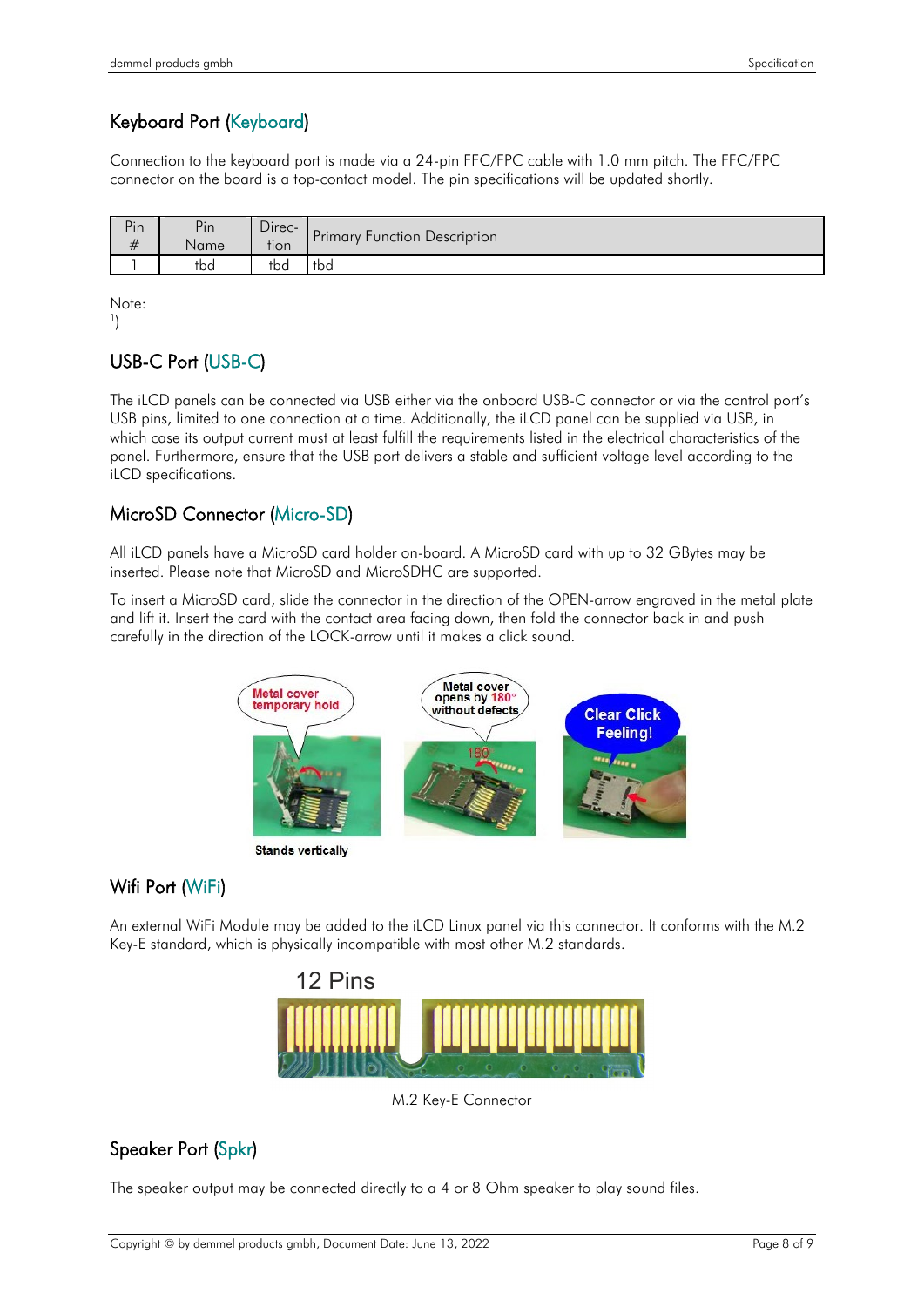## Keyboard Port (Keyboard)

Connection to the keyboard port is made via a 24-pin FFC/FPC cable with 1.0 mm pitch. The FFC/FPC connector on the board is a top-contact model. The pin specifications will be updated shortly.

| Pin # | Pin Name | Direc-tion | Primary Function Description |
|---|---|---|---|
| 1 | tbd | tbd | tbd |

Note:
[1])

## USB-C Port (USB-C)

The iLCD panels can be connected via USB either via the onboard USB-C connector or via the control port's USB pins, limited to one connection at a time. Additionally, the iLCD panel can be supplied via USB, in which case its output current must at least fulfill the requirements listed in the electrical characteristics of the panel. Furthermore, ensure that the USB port delivers a stable and sufficient voltage level according to the iLCD specifications.

## MicroSD Connector (Micro-SD)

All iLCD panels have a MicroSD card holder on-board. A MicroSD card with up to 32 GBytes may be inserted. Please note that MicroSD and MicroSDHC are supported.

To insert a MicroSD card, slide the connector in the direction of the OPEN-arrow engraved in the metal plate and lift it. Insert the card with the contact area facing down, then fold the connector back in and push carefully in the direction of the LOCK-arrow until it makes a click sound.

Metal cover temporary hold

Metal cover opens by 180° without defects

Clear Click Feeling!

Stands vertically

## Wifi Port (WiFi)

An external WiFi Module may be added to the iLCD Linux panel via this connector. It conforms with the M.2 Key-E standard, which is physically incompatible with most other M.2 standards.

12 Pins

M.2 Key-E Connector

## Speaker Port (Spkr)

The speaker output may be connected directly to a 4 or 8 Ohm speaker to play sound files.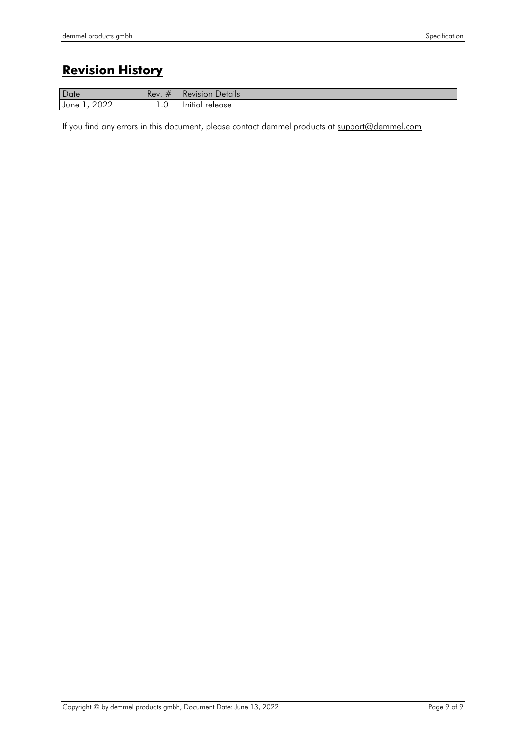## Revision History

| Date | Rev. # | Revision Details |
|---|---|---|
| June 1, 2022 | 1.0 | Initial release |

If you find any errors in this document, please contact demmel products at support@demmel.com